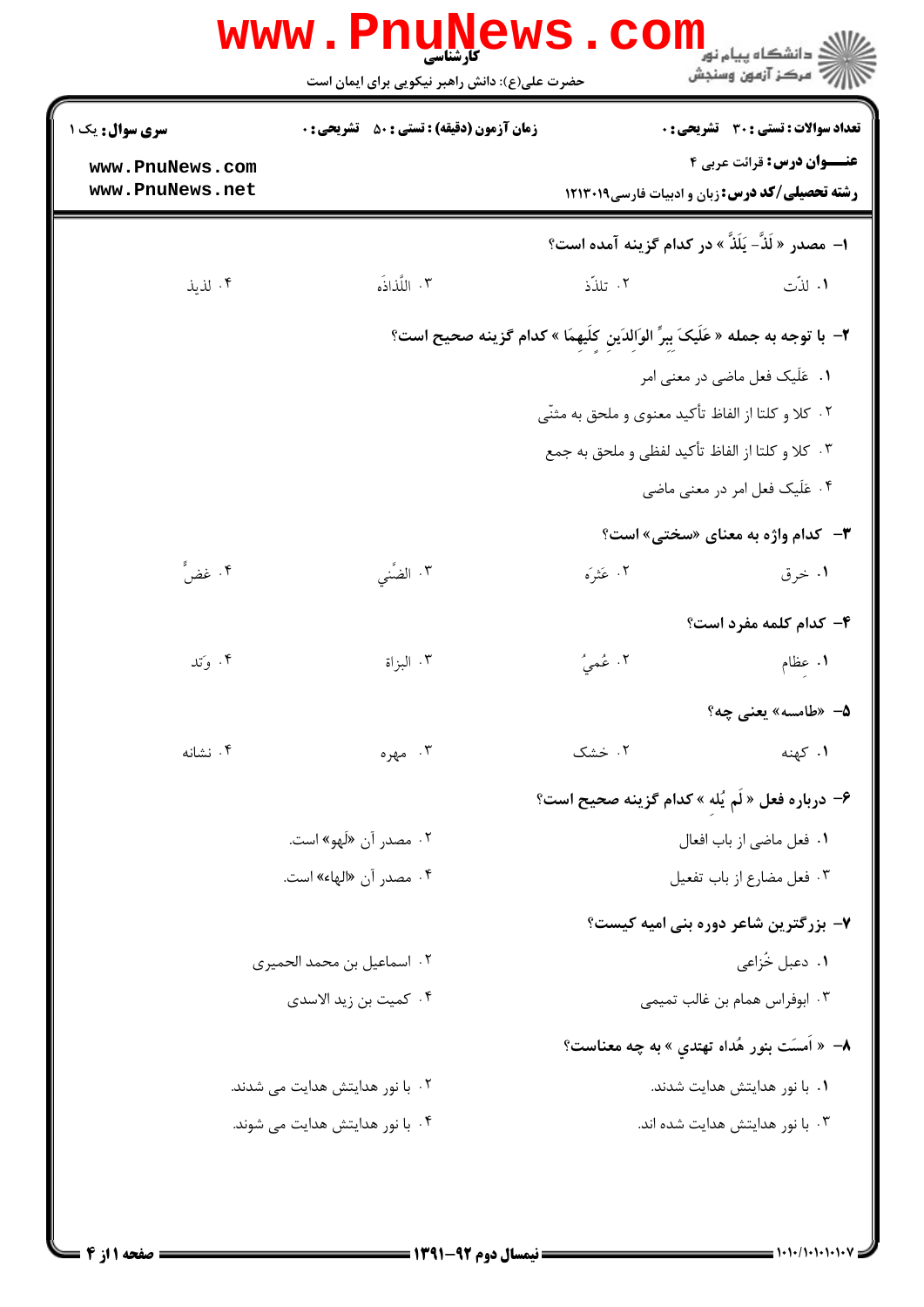کارشناسی

حضرت علی(ع): دانش راهبر نیکویی برای ایمان است

**تعداد سوالات: تستی: ۳۰ تشریحی: ۰** | **زمان آزمون (دقیقه): تستی: ۵۰ تشریحی: ۰** | **سری سوال: یک ۱**

**عنـــوان درس:** قرائت عربی ۴

**رشته تحصیلی/کد درس:** زبان و ادبیات فارسی۱۲۱۳۰۱۹

**۱- مصدر « لَذَّ- يَلَذُّ » در کدام گزینه آمده است؟**

۱. لذّت
۲. تلذّذ
۳. اللَّذاذَه
۴. لذيذ

**۲- با توجه به جمله « عَلَيكَ بِبِرِّ الوَالدَينِ كِلَيهِمَا » کدام گزينه صحيح است؟**

۱. عَلَيک فعل ماضی در معنی امر
۲. کلا و کلتا از الفاظ تأکيد معنوی و ملحق به مثنّی
۳. کلا و کلتا از الفاظ تأکيد لفظی و ملحق به جمع
۴. عَلَيک فعل امر در معنی ماضی

**۳- کدام واژه به معنای «سختی» است؟**

۱. خرق
۲. عَثرَه
۳. الضَّني
۴. غضٌ

**۴- کدام کلمه مفرد است؟**

۱. عِظام
۲. عُميُ
۳. البزاة
۴. وَتَد

**۵- «طامسه» یعنی چه؟**

۱. کهنه
۲. خشک
۳. مهره
۴. نشانه

**۶- درباره فعل « لَم يُلهِ » کدام گزينه صحيح است؟**

۱. فعل ماضی از باب افعال
۲. مصدر آن «لَهو» است.
۳. فعل مضارع از باب تفعيل
۴. مصدر آن «الهاء» است.

**۷- بزرگترين شاعر دوره بنی اميه کيست؟**

۱. دعبل خُزاعی
۲. اسماعيل بن محمد الحميری
۳. ابوفراس همام بن غالب تميمی
۴. کميت بن زيد الاسدی

**۸- « اَمسَت بنور هُداه تهتدي » به چه معناست؟**

۱. با نور هدايتش هدايت شدند.
۲. با نور هدايتش هدايت می شدند.
۳. با نور هدايتش هدايت شده اند.
۴. با نور هدايتش هدايت می شوند.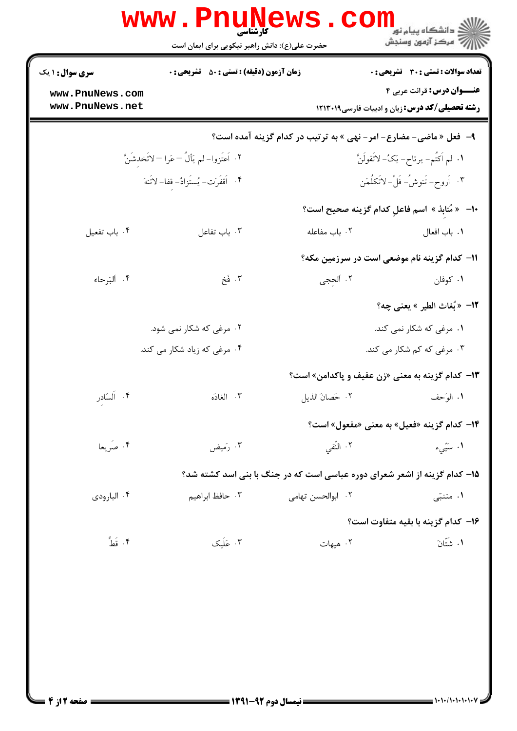۹- فعل « ماضی- مضارع- امر- نهی » به ترتیب در کدام گزینه آمده است؟

۱. لم اَکتُم- یرتاح- یَکُ- لاتَقولَنَّ
۲. اَعتَزوا- لم یَألُ- عَرا- لاتَخدِشَنَّ
۳. اَروح- تَنوشُ- فَلَّ- لاتَکلُمَن
۴. اَقفَرَت- یُستَزادُ- قفا- لاتَنهَ

۱۰- « مُنابِذ » اسم فاعلِ کدام گزینه صحیح است؟

۱. باب افعال
۲. باب مفاعله
۳. باب تفاعل
۴. باب تفعیل

۱۱- کدام گزینه نام موضعی است در سرزمین مکه؟

۱. کوفان
۲. اَلحِجی
۳. فَخ
۴. اَلبَرحاء

۱۲- « بُغاث الطیر » یعنی چه؟

۱. مرغی که شکار نمی کند.
۲. مرغی که شکار نمی شود.
۳. مرغی که کم شکار می کند.
۴. مرغی که زیاد شکار می کند.

۱۳- کدام گزینه به معنی «زن عفیف و پاکدامن» است؟

۱. الوَحف
۲. حَصانَ الذیل
۳. الغادَه
۴. اَلسّادِر

۱۴- کدام گزینه «فعیل» به معنی «مفعول» است؟

۱. سَیّیء
۲. النّقی
۳. رَمیض
۴. صَریعا

۱۵- کدام گزینه از اشعر شعرای دوره عباسی است که در جنگ با بنی اسد کشته شد؟

۱. متنبّی
۲. ابوالحسن تهامی
۳. حافظ ابراهیم
۴. البارودی

۱۶- کدام گزینه با بقیه متفاوت است؟

۱. شَتّانَ
۲. هیهات
۳. عَلَیک
۴. قَطُّ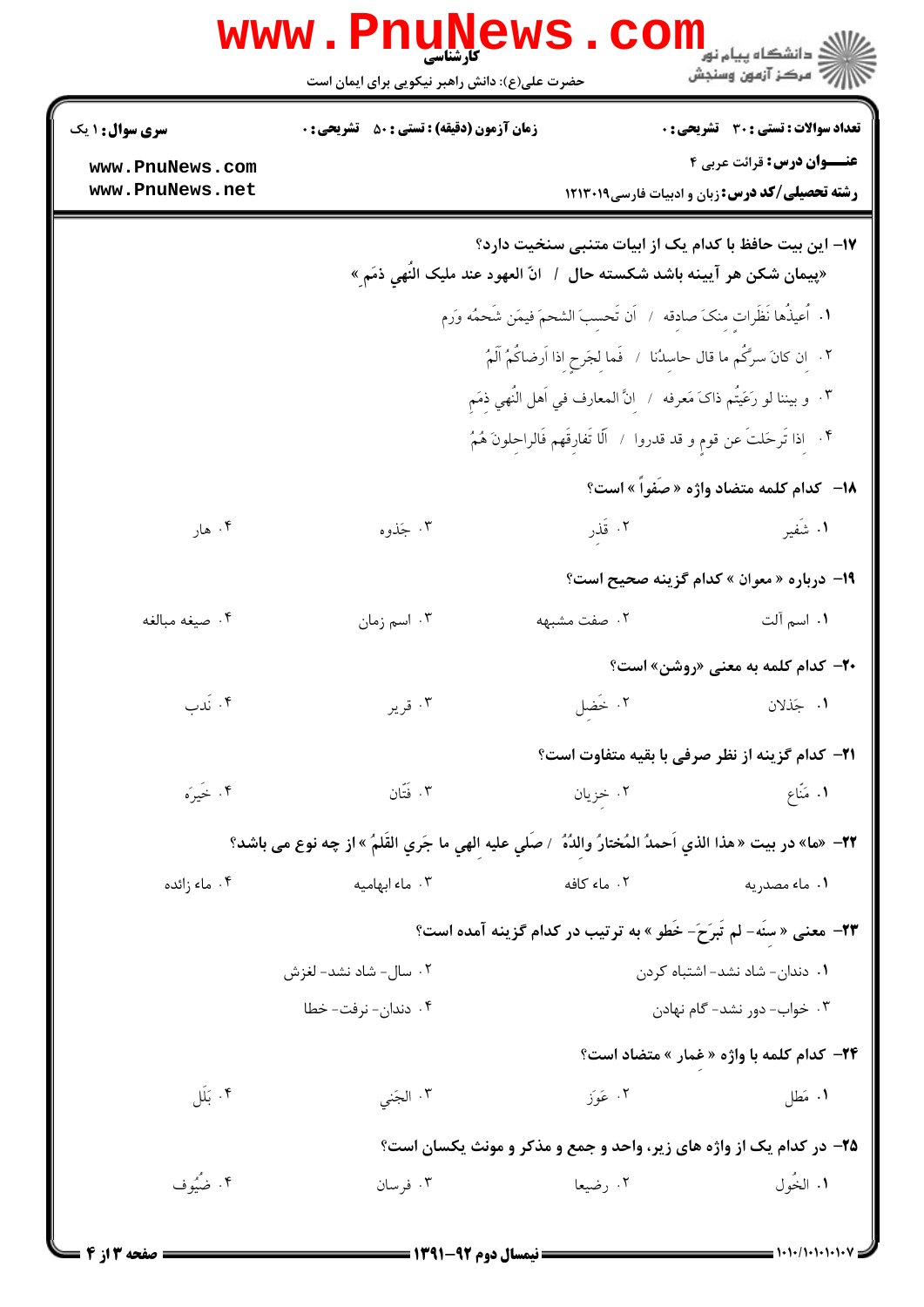**سری سوال:** ۱ یک

**زمان آزمون (دقیقه) : تستی : ۵۰ تشریحی : ۰**

**تعداد سوالات : تستی : ۳۰ تشریحی : ۰**

**عنـــوان درس:** قرائت عربی ۴

**رشته تحصیلی/کد درس:** زبان و ادبیات فارسی۱۲۱۳۰۱۹

---

**۱۷- این بیت حافظ با کدام یک از ابیات متنبی سنخیت دارد؟**

«پیمان شکن هر آیینه باشد شکسته حال / انّ العهود عند ملیک النُهي ذِمَمٍ»

۱. أُعیذُها نَظَرات منکَ صادقه / اَن تَحسبَ الشحمَ فیمَن شَحمُه وَرَم

۲. ان کانَ سرکُم ما قال حاسدُنا / فَما لجَرحٍ اذا اَرضاکُمُ اَلَمُ

۳. و بیننا لو رَعَیتُم ذاکَ مَعرفه / انَّ المعارف في اَهل النُهي ذِمَم

۴. اذا تَرحَلتَ عن قوم و قد قدروا / اَلّا تُفارِقَهم فَالراحلونَ هُمُ

**۱۸- کدام کلمه متضاد واژه « صَفواً » است؟**

۱. شَفیر
۲. قَذر
۳. جَذوه
۴. هار

**۱۹- درباره « معوان » کدام گزینه صحیح است؟**

۱. اسم آلت
۲. صفت مشبهه
۳. اسم زمان
۴. صیغه مبالغه

**۲۰- کدام کلمه به معنی «روشن» است؟**

۱. جَذلان
۲. خَضِل
۳. قریر
۴. نَدب

**۲۱- کدام گزینه از نظر صرفی با بقیه متفاوت است؟**

۱. مَنّاع
۲. خزیان
۳. فَتّان
۴. خَیرَه

**۲۲- «ما» در بیت « هذا الذي اَحمدُ المُختارُ والدُهُ / صَلّي علیه الهي ما جَرَي القَلَمُ » از چه نوع می باشد؟**

۱. ماء مصدریه
۲. ماء کافه
۳. ماء ابهامیه
۴. ماء زائده

**۲۳- معنی « سِنَه- لم تَبرَحَ- خَطو » به ترتیب در کدام گزینه آمده است؟**

۱. دندان- شاد نشد- اشتباه کردن
۲. سال- شاد نشد- لغزش
۳. خواب- دور نشد- گام نهادن
۴. دندان- نرفت- خطا

**۲۴- کدام کلمه با واژه « غمار » متضاد است؟**

۱. مَطل
۲. عَوَز
۳. الجَني
۴. بَلَل

**۲۵- در کدام یک از واژه های زیر، واحد و جمع و مذکر و مونث یکسان است؟**

۱. الخُول
۲. رضیعا
۳. فرسان
۴. ضُیُوف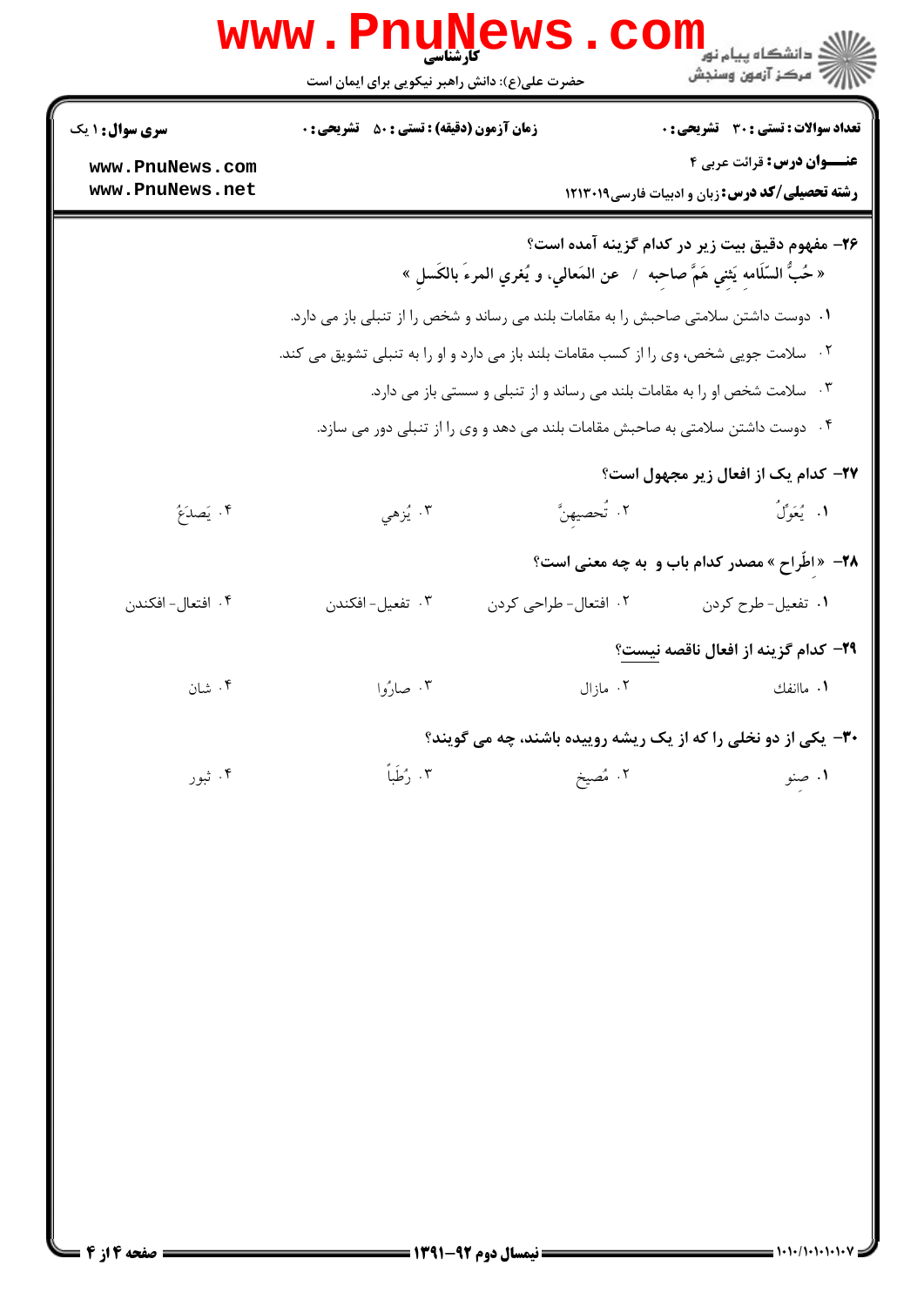۲۶- مفهوم دقیق بیت زیر در کدام گزینه آمده است؟

« حُبُّ السّلَامهِ یَثنِي هَمَّ صاحِبه / عن المَعالي، و یُغري المرءَ بالكَسلِ »

۱. دوست داشتن سلامتی صاحبش را به مقامات بلند می رساند و شخص را از تنبلی باز می دارد.

۲. سلامت جویی شخص، وی را از کسب مقامات بلند باز می دارد و او را به تنبلی تشویق می کند.

۳. سلامت شخص او را به مقامات بلند می رساند و از تنبلی و سستی باز می دارد.

۴. دوست داشتن سلامتی به صاحبش مقامات بلند می دهد و وی را از تنبلی دور می سازد.

۲۷- کدام یک از افعال زیر مجهول است؟

۱. یُعَوَّلُ
۲. تُحصیهِنَّ
۳. یُزهي
۴. یَصدَعُ

۲۸- «اطِّراح» مصدر کدام باب و به چه معنی است؟

۱. تفعیل- طرح کردن
۲. افتعال- طراحی کردن
۳. تفعیل- افکندن
۴. افتعال- افکندن

۲۹- کدام گزینه از افعال ناقصه نیست؟

۱. ماانفك
۲. مازال
۳. صارُوا
۴. شان

۳۰- یکی از دو نخلی را که از یک ریشه روییده باشند، چه می گویند؟

۱. صِنو
۲. مُصیخ
۳. رُطَباً
۴. ثبور